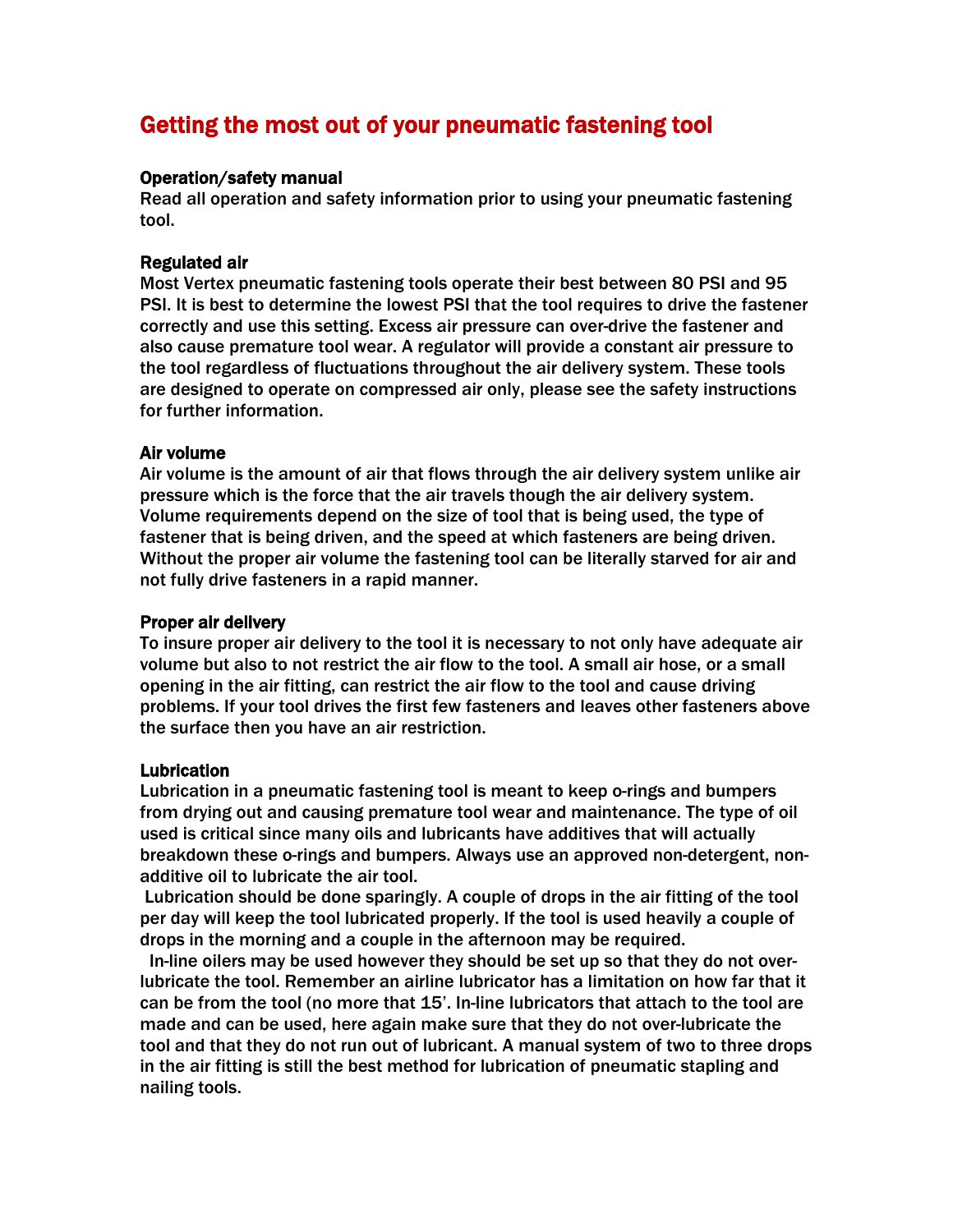# Getting the most out of your pneumatic fastening tool

### Operation/safety manual

Read all operation and safety information prior to using your pneumatic fastening tool.

### Regulated air

Most Vertex pneumatic fastening tools operate their best between 80 PSI and 95 PSI. It is best to determine the lowest PSI that the tool requires to drive the fastener correctly and use this setting. Excess air pressure can over-drive the fastener and also cause premature tool wear. A regulator will provide a constant air pressure to the tool regardless of fluctuations throughout the air delivery system. These tools are designed to operate on compressed air only, please see the safety instructions for further information.

### Air volume

Air volume is the amount of air that flows through the air delivery system unlike air pressure which is the force that the air travels though the air delivery system. Volume requirements depend on the size of tool that is being used, the type of fastener that is being driven, and the speed at which fasteners are being driven. Without the proper air volume the fastening tool can be literally starved for air and not fully drive fasteners in a rapid manner.

### Proper air delivery

To insure proper air delivery to the tool it is necessary to not only have adequate air volume but also to not restrict the air flow to the tool. A small air hose, or a small opening in the air fitting, can restrict the air flow to the tool and cause driving problems. If your tool drives the first few fasteners and leaves other fasteners above the surface then you have an air restriction.

### Lubrication

Lubrication in a pneumatic fastening tool is meant to keep o-rings and bumpers from drying out and causing premature tool wear and maintenance. The type of oil used is critical since many oils and lubricants have additives that will actually breakdown these o-rings and bumpers. Always use an approved non-detergent, non-additive oil to lubricate the air tool.

Lubrication should be done sparingly. A couple of drops in the air fitting of the tool per day will keep the tool lubricated properly. If the tool is used heavily a couple of drops in the morning and a couple in the afternoon may be required.

In-line oilers may be used however they should be set up so that they do not over-lubricate the tool. Remember an airline lubricator has a limitation on how far that it can be from the tool (no more that 15'. In-line lubricators that attach to the tool are made and can be used, here again make sure that they do not over-lubricate the tool and that they do not run out of lubricant. A manual system of two to three drops in the air fitting is still the best method for lubrication of pneumatic stapling and nailing tools.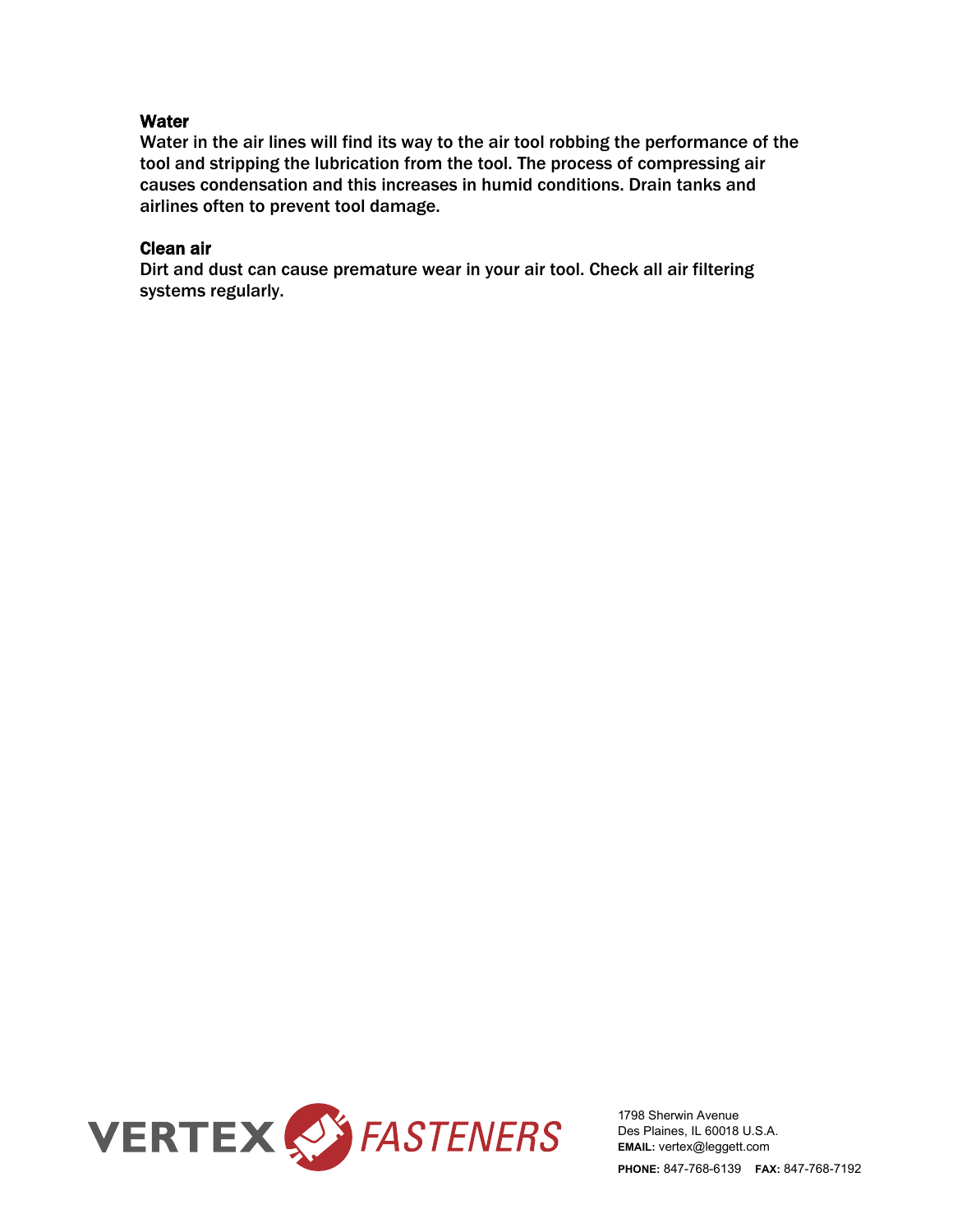**Water**

Water in the air lines will find its way to the air tool robbing the performance of the tool and stripping the lubrication from the tool. The process of compressing air causes condensation and this increases in humid conditions. Drain tanks and airlines often to prevent tool damage.

**Clean air**

Dirt and dust can cause premature wear in your air tool. Check all air filtering systems regularly.

VERTEX FASTENERS

1798 Sherwin Avenue
Des Plaines, IL 60018 U.S.A.
**EMAIL:** vertex@leggett.com

**PHONE:** 847-768-6139 **FAX:** 847-768-7192